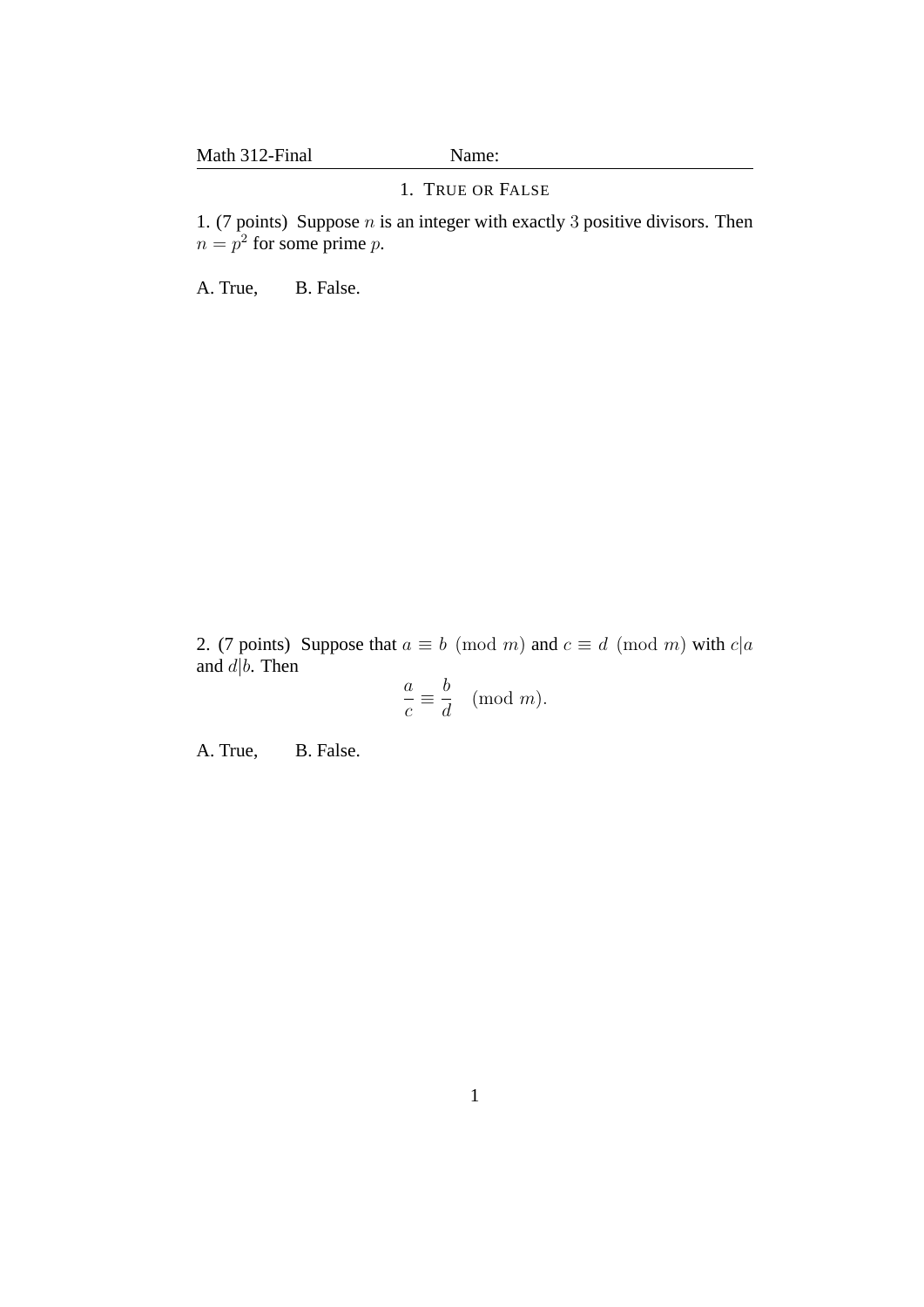Math 312-Final Name:

## 1. True or False

1. (7 points) Suppose $n$ is an integer with exactly $3$ positive divisors. Then $n = p^2$ for some prime $p$.

A. True, B. False.

2. (7 points) Suppose that $a \equiv b \pmod{m}$ and $c \equiv d \pmod{m}$ with $c|a$ and $d|b$. Then

$$\frac{a}{c} \equiv \frac{b}{d} \pmod{m}.$$

A. True, B. False.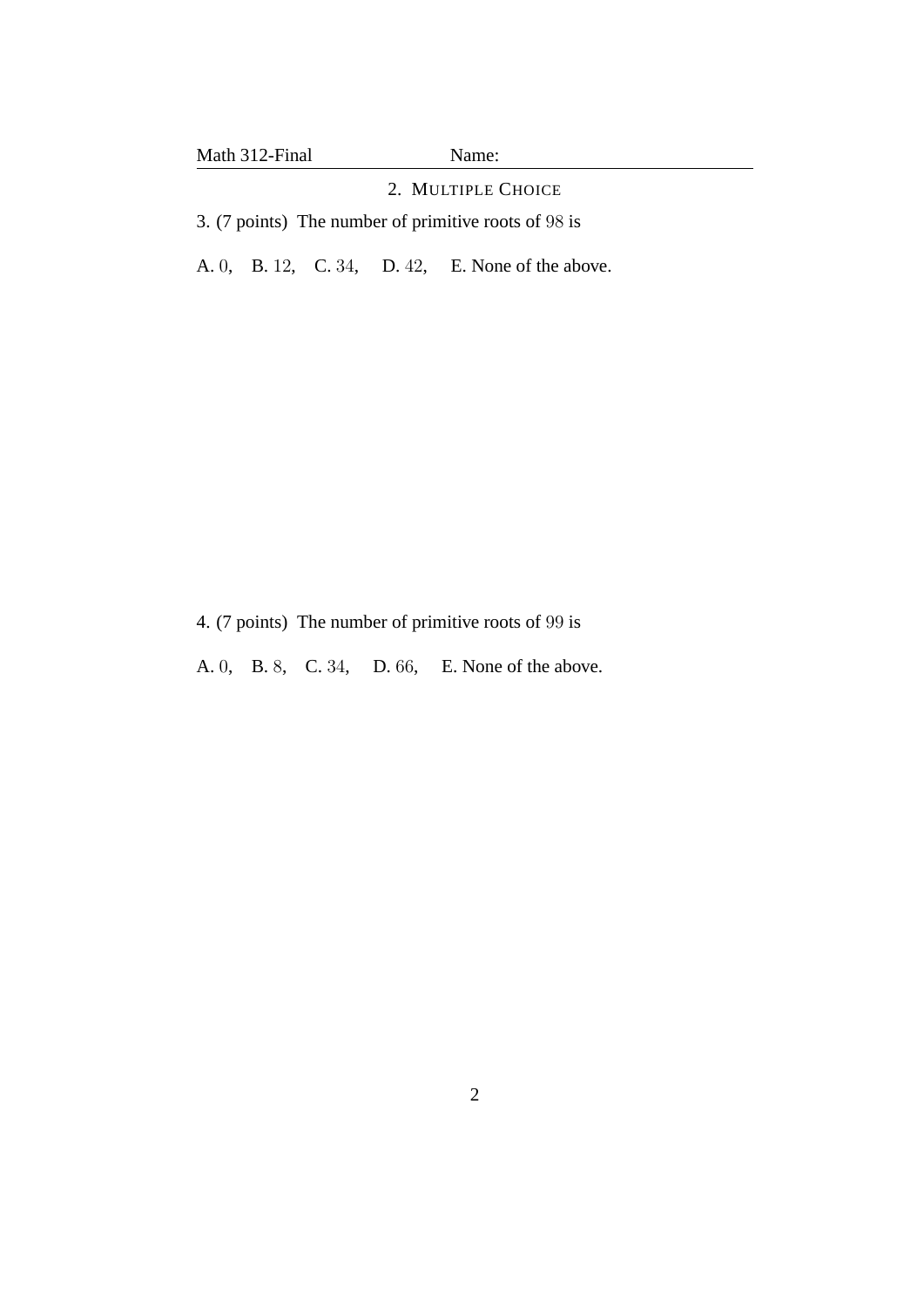## 2. Multiple Choice

3. (7 points) The number of primitive roots of $98$ is

A. $0$, B. $12$, C. $34$, D. $42$, E. None of the above.

4. (7 points) The number of primitive roots of $99$ is

A. $0$, B. $8$, C. $34$, D. $66$, E. None of the above.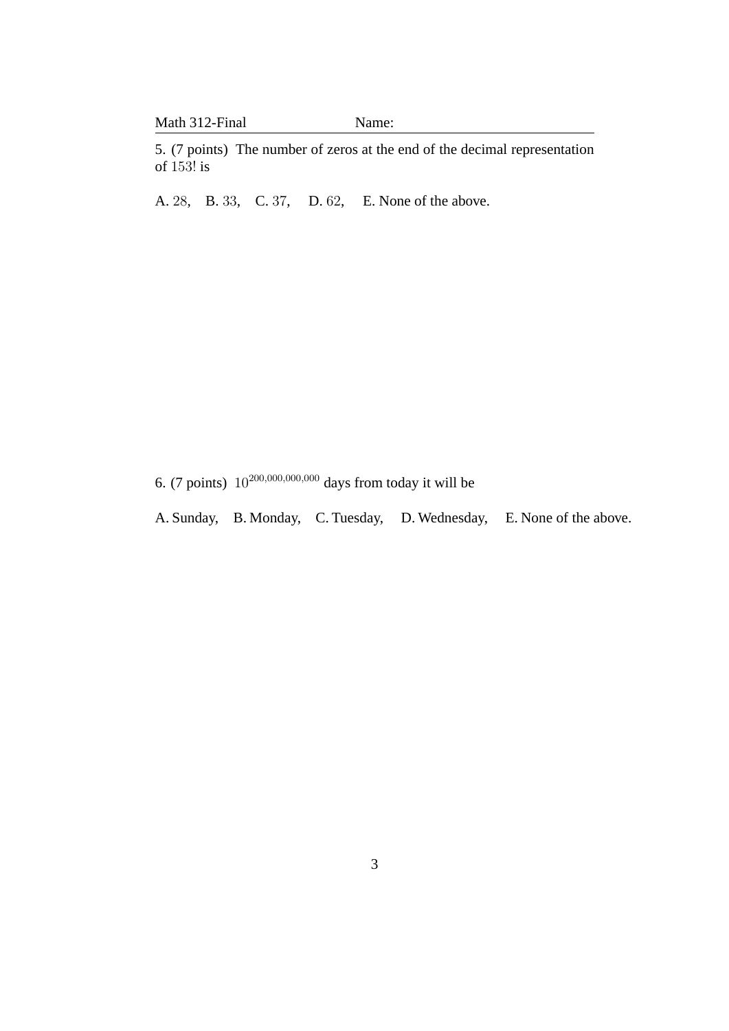5. (7 points) The number of zeros at the end of the decimal representation of $153!$ is

A. $28$, B. $33$, C. $37$, D. $62$, E. None of the above.

6. (7 points) $10^{200,000,000,000}$ days from today it will be

A. Sunday, B. Monday, C. Tuesday, D. Wednesday, E. None of the above.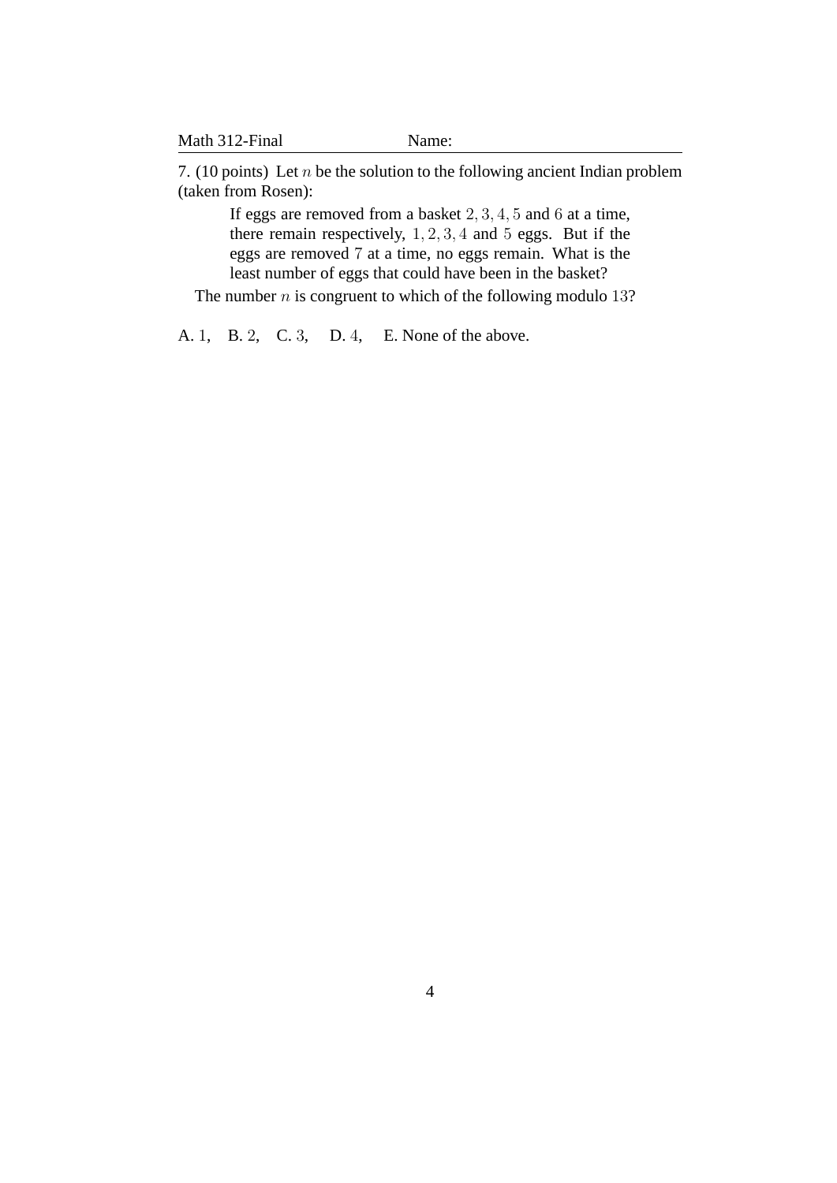7. (10 points) Let $n$ be the solution to the following ancient Indian problem (taken from Rosen):

> If eggs are removed from a basket $2, 3, 4, 5$ and $6$ at a time, there remain respectively, $1, 2, 3, 4$ and $5$ eggs. But if the eggs are removed $7$ at a time, no eggs remain. What is the least number of eggs that could have been in the basket?

The number $n$ is congruent to which of the following modulo $13$?

A. $1$, B. $2$, C. $3$, D. $4$, E. None of the above.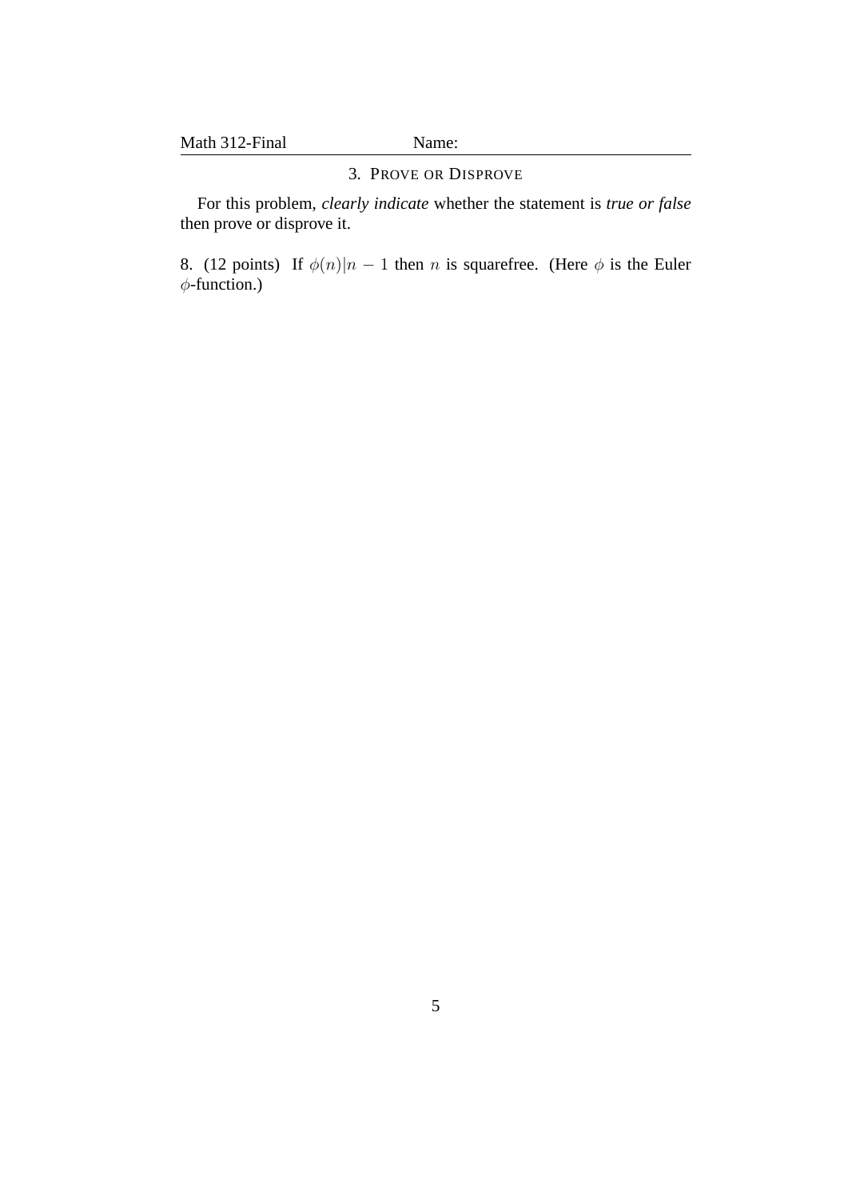## 3. Prove or Disprove

For this problem, *clearly indicate* whether the statement is *true or false* then prove or disprove it.

8. (12 points) If $\phi(n)|n - 1$ then $n$ is squarefree. (Here $\phi$ is the Euler $\phi$-function.)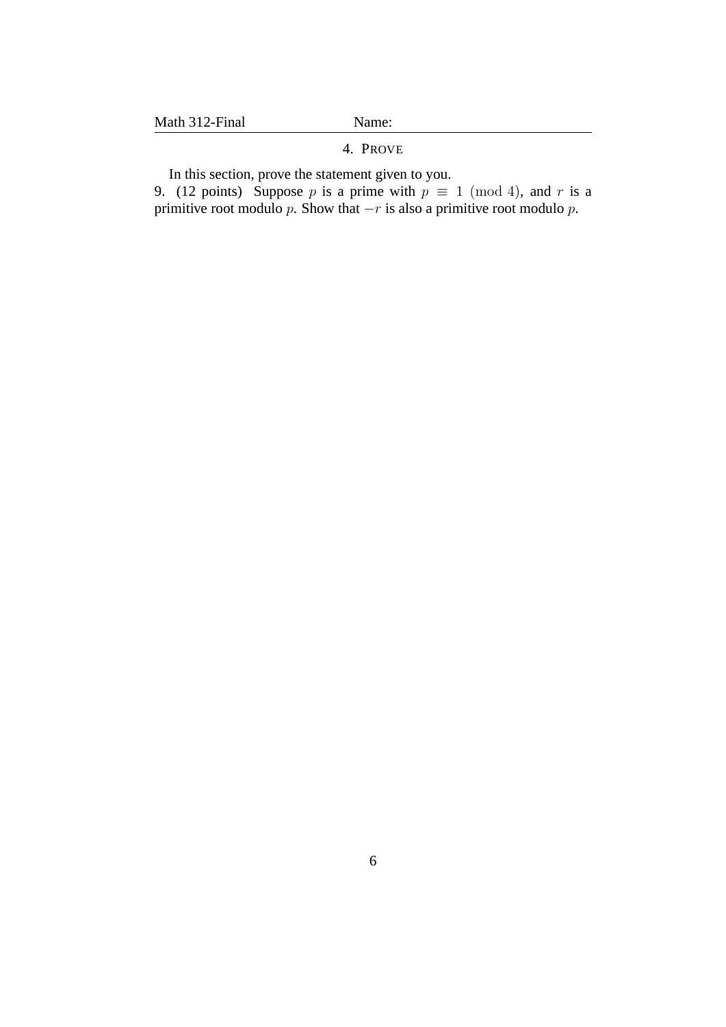## 4. Prove

In this section, prove the statement given to you.

9. (12 points) Suppose $p$ is a prime with $p \equiv 1 \pmod 4$, and $r$ is a primitive root modulo $p$. Show that $-r$ is also a primitive root modulo $p$.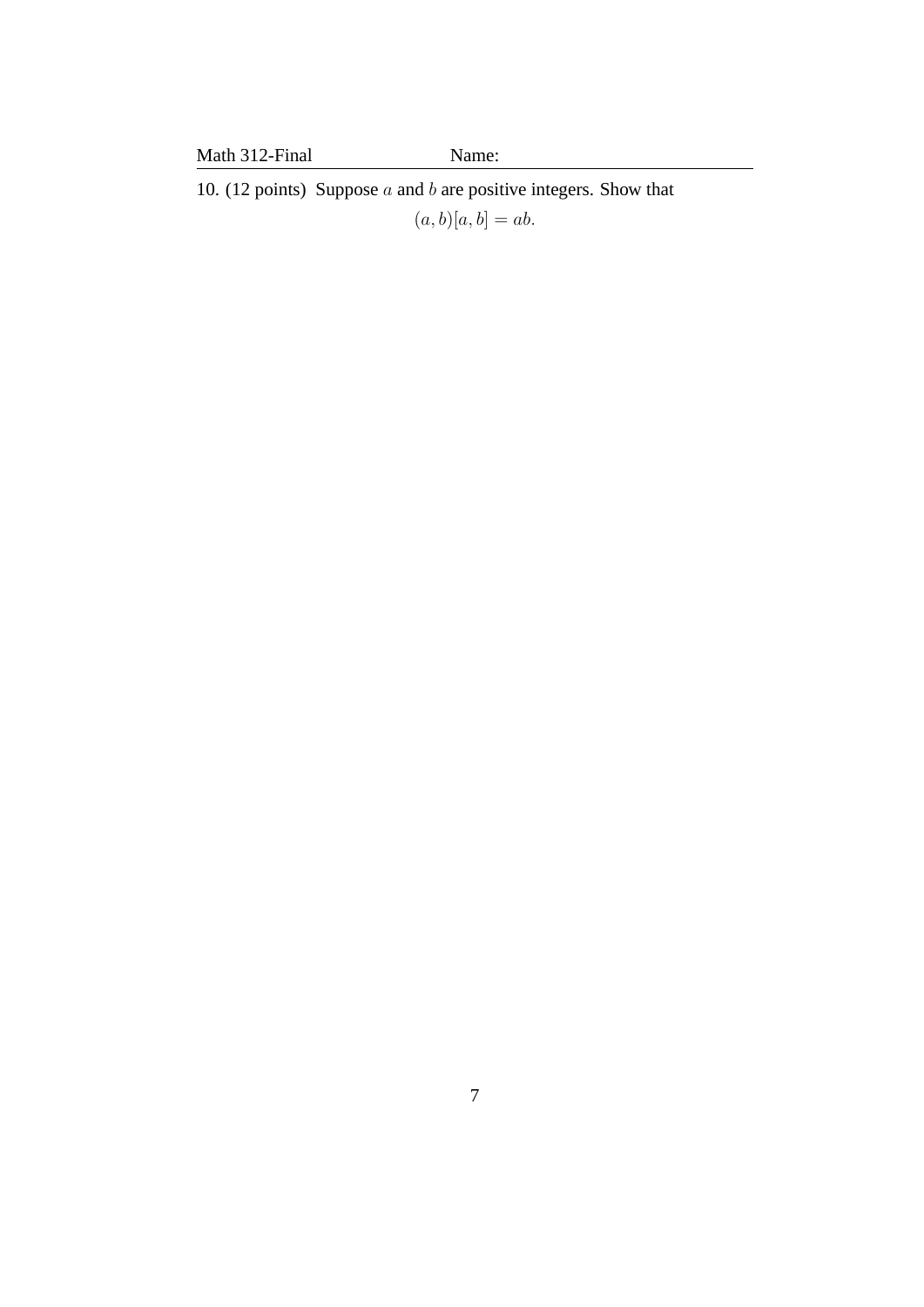10. (12 points) Suppose $a$ and $b$ are positive integers. Show that

$$(a, b)[a, b] = ab.$$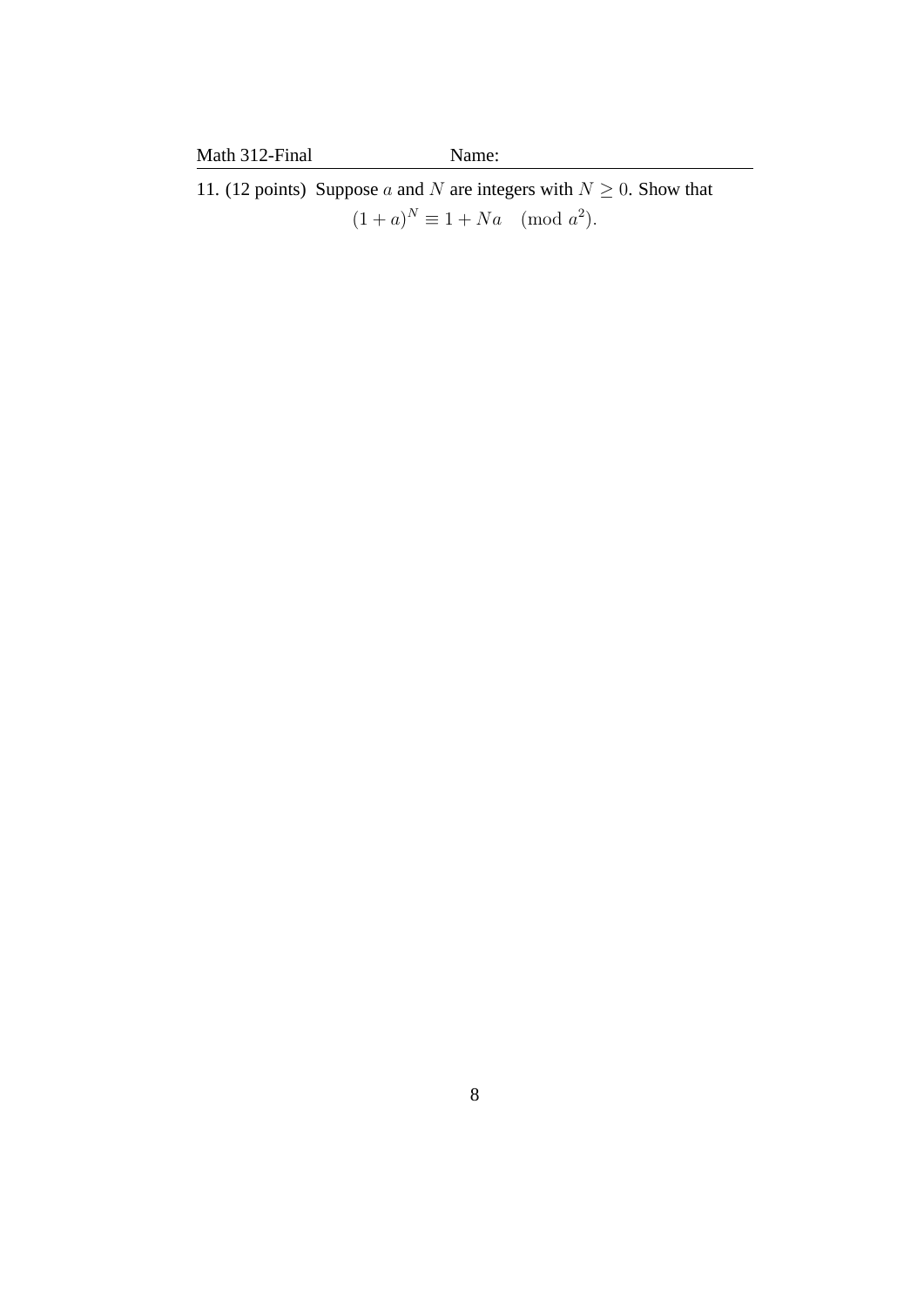11. (12 points) Suppose $a$ and $N$ are integers with $N \geq 0$. Show that

$$(1+a)^N \equiv 1 + Na \pmod{a^2}.$$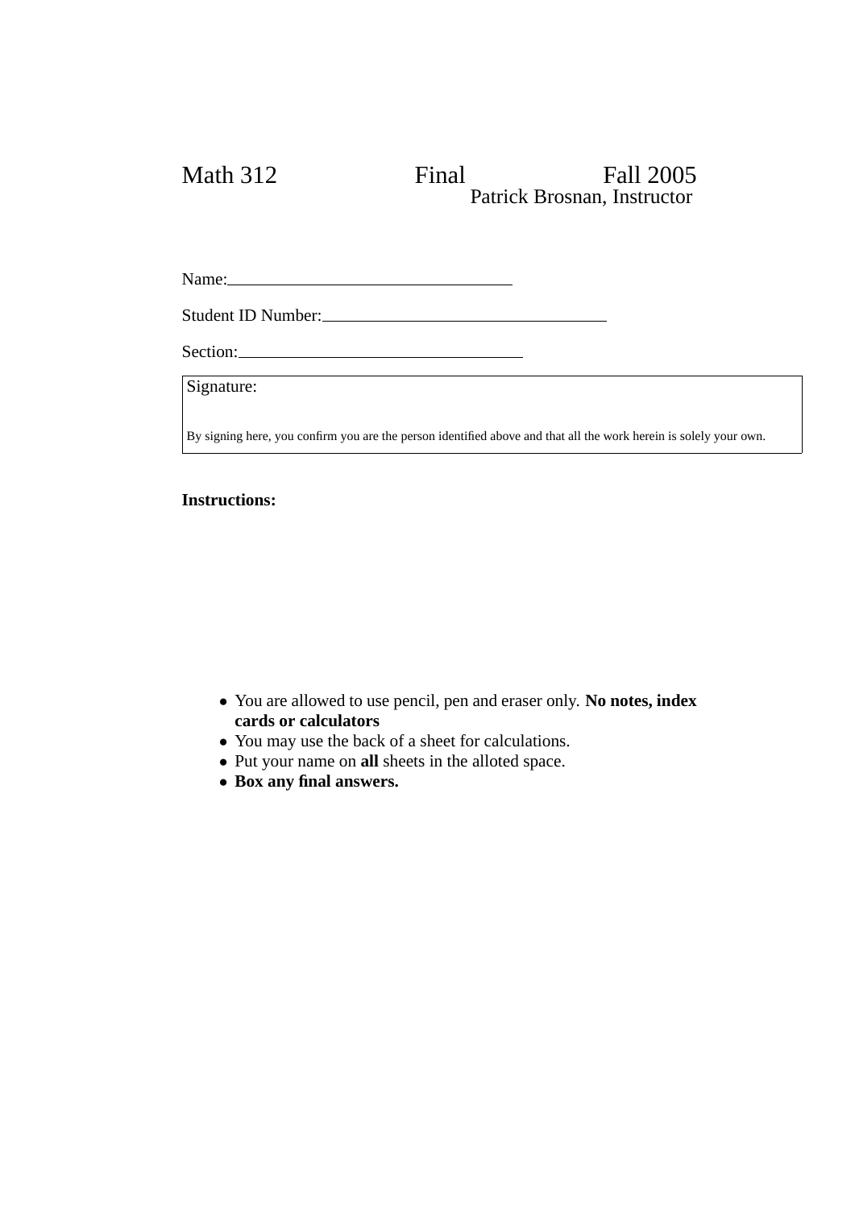Math 312 Final Fall 2005

Patrick Brosnan, Instructor

Name:\_\_\_\_\_\_\_\_\_\_\_\_\_\_\_\_\_\_\_\_\_\_\_\_\_\_\_\_\_\_\_\_

Student ID Number:\_\_\_\_\_\_\_\_\_\_\_\_\_\_\_\_\_\_\_\_\_\_\_\_\_\_\_\_\_\_\_\_

Section:\_\_\_\_\_\_\_\_\_\_\_\_\_\_\_\_\_\_\_\_\_\_\_\_\_\_\_\_\_\_\_\_

| Signature: |
| --- |
| By signing here, you confirm you are the person identified above and that all the work herein is solely your own. |

**Instructions:**

- You are allowed to use pencil, pen and eraser only. **No notes, index cards or calculators**
- You may use the back of a sheet for calculations.
- Put your name on **all** sheets in the alloted space.
- **Box any final answers.**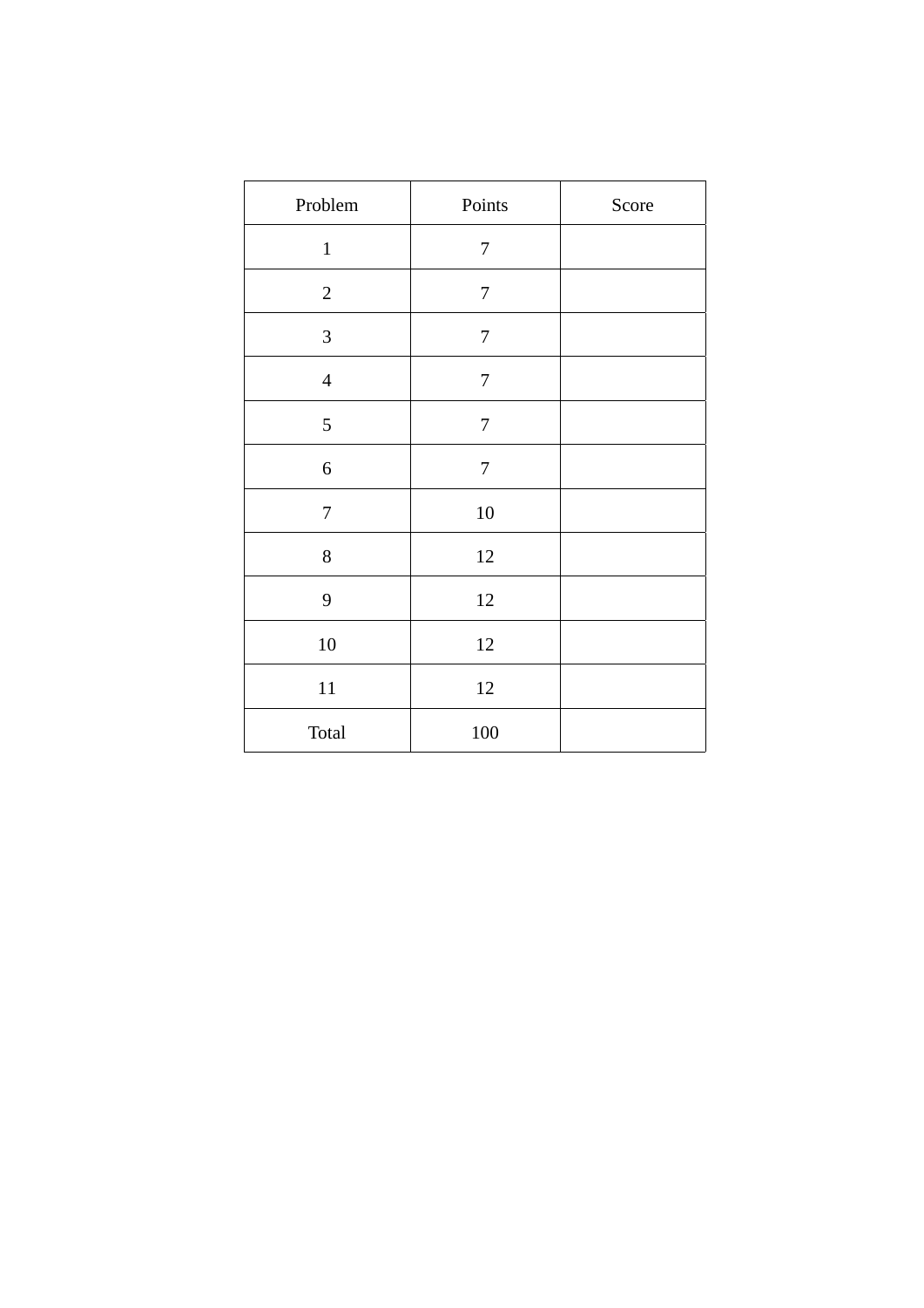| Problem | Points | Score |
| --- | --- | --- |
| 1 | 7 | |
| 2 | 7 | |
| 3 | 7 | |
| 4 | 7 | |
| 5 | 7 | |
| 6 | 7 | |
| 7 | 10 | |
| 8 | 12 | |
| 9 | 12 | |
| 10 | 12 | |
| 11 | 12 | |
| Total | 100 | |